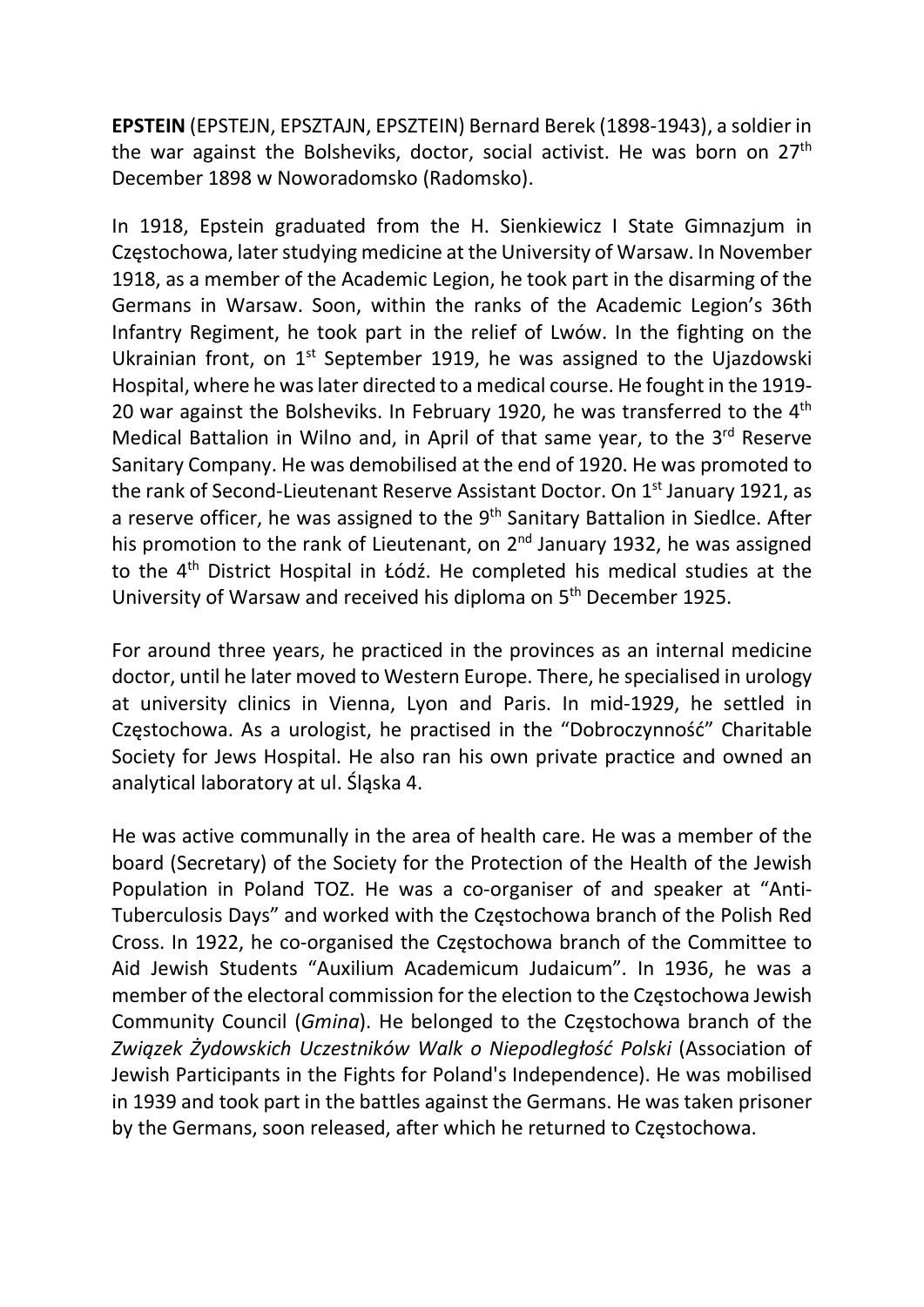**EPSTEIN** (EPSTEJN, EPSZTAJN, EPSZTEIN) Bernard Berek (1898-1943), a soldier in the war against the Bolsheviks, doctor, social activist. He was born on 27th December 1898 w Noworadomsko (Radomsko).

In 1918, Epstein graduated from the H. Sienkiewicz I State Gimnazjum in Częstochowa, later studying medicine at the University of Warsaw. In November 1918, as a member of the Academic Legion, he took part in the disarming of the Germans in Warsaw. Soon, within the ranks of the Academic Legion's 36th Infantry Regiment, he took part in the relief of Lwów. In the fighting on the Ukrainian front, on 1st September 1919, he was assigned to the Ujazdowski Hospital, where he was later directed to a medical course. He fought in the 1919-20 war against the Bolsheviks. In February 1920, he was transferred to the 4th Medical Battalion in Wilno and, in April of that same year, to the 3rd Reserve Sanitary Company. He was demobilised at the end of 1920. He was promoted to the rank of Second-Lieutenant Reserve Assistant Doctor. On 1st January 1921, as a reserve officer, he was assigned to the 9th Sanitary Battalion in Siedlce. After his promotion to the rank of Lieutenant, on 2nd January 1932, he was assigned to the 4th District Hospital in Łódź. He completed his medical studies at the University of Warsaw and received his diploma on 5th December 1925.

For around three years, he practiced in the provinces as an internal medicine doctor, until he later moved to Western Europe. There, he specialised in urology at university clinics in Vienna, Lyon and Paris. In mid-1929, he settled in Częstochowa. As a urologist, he practised in the "Dobroczynność" Charitable Society for Jews Hospital. He also ran his own private practice and owned an analytical laboratory at ul. Śląska 4.

He was active communally in the area of health care. He was a member of the board (Secretary) of the Society for the Protection of the Health of the Jewish Population in Poland TOZ. He was a co-organiser of and speaker at "Anti-Tuberculosis Days" and worked with the Częstochowa branch of the Polish Red Cross. In 1922, he co-organised the Częstochowa branch of the Committee to Aid Jewish Students "Auxilium Academicum Judaicum". In 1936, he was a member of the electoral commission for the election to the Częstochowa Jewish Community Council (*Gmina*). He belonged to the Częstochowa branch of the *Związek Żydowskich Uczestników Walk o Niepodległość Polski* (Association of Jewish Participants in the Fights for Poland's Independence). He was mobilised in 1939 and took part in the battles against the Germans. He was taken prisoner by the Germans, soon released, after which he returned to Częstochowa.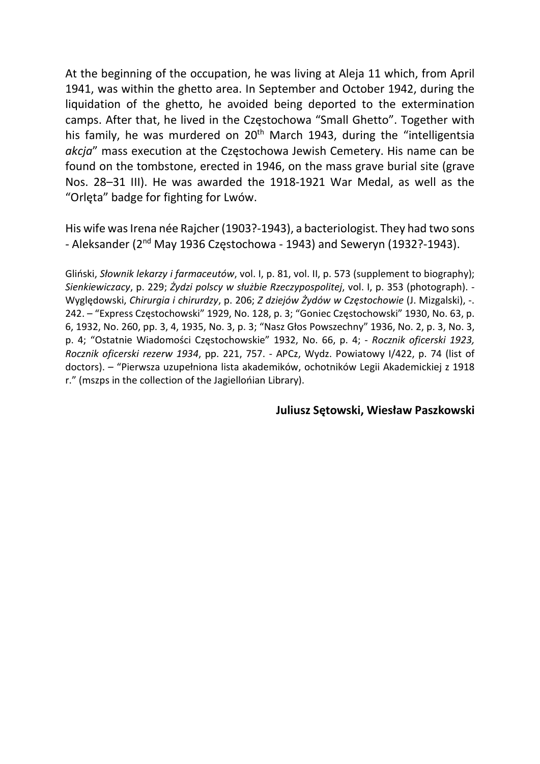At the beginning of the occupation, he was living at Aleja 11 which, from April 1941, was within the ghetto area. In September and October 1942, during the liquidation of the ghetto, he avoided being deported to the extermination camps. After that, he lived in the Częstochowa "Small Ghetto". Together with his family, he was murdered on 20th March 1943, during the "intelligentsia *akcja*" mass execution at the Częstochowa Jewish Cemetery. His name can be found on the tombstone, erected in 1946, on the mass grave burial site (grave Nos. 28–31 III). He was awarded the 1918-1921 War Medal, as well as the "Orlęta" badge for fighting for Lwów.

His wife was Irena née Rajcher (1903?-1943), a bacteriologist. They had two sons - Aleksander (2nd May 1936 Częstochowa - 1943) and Seweryn (1932?-1943).

Gliński, *Słownik lekarzy i farmaceutów*, vol. I, p. 81, vol. II, p. 573 (supplement to biography); *Sienkiewiczacy*, p. 229; *Żydzi polscy w służbie Rzeczypospolitej*, vol. I, p. 353 (photograph). - Wyględowski, *Chirurgia i chirurdzy*, p. 206; *Z dziejów Żydów w Częstochowie* (J. Mizgalski), -. 242. – "Express Częstochowski" 1929, No. 128, p. 3; "Goniec Częstochowski" 1930, No. 63, p. 6, 1932, No. 260, pp. 3, 4, 1935, No. 3, p. 3; "Nasz Głos Powszechny" 1936, No. 2, p. 3, No. 3, p. 4; "Ostatnie Wiadomości Częstochowskie" 1932, No. 66, p. 4; - *Rocznik oficerski 1923, Rocznik oficerski rezerw 1934*, pp. 221, 757. - APCz, Wydz. Powiatowy I/422, p. 74 (list of doctors). – "Pierwsza uzupełniona lista akademików, ochotników Legii Akademickiej z 1918 r." (mszps in the collection of the Jagiellońian Library).

**Juliusz Sętowski, Wiesław Paszkowski**